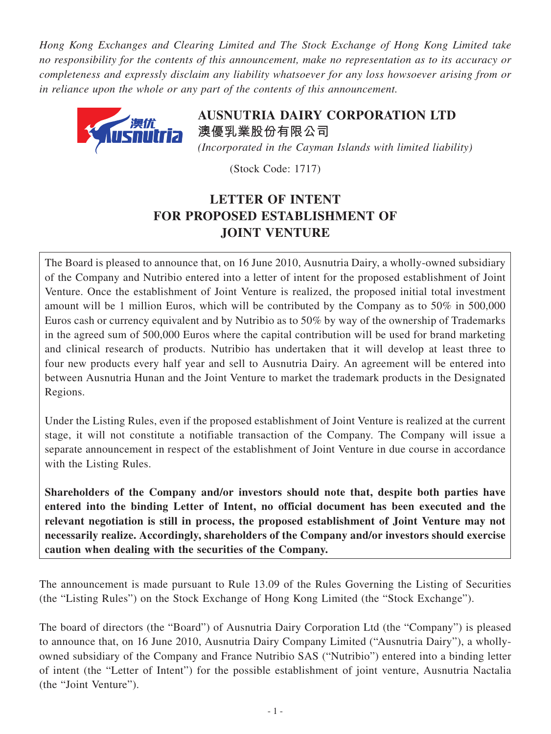*Hong Kong Exchanges and Clearing Limited and The Stock Exchange of Hong Kong Limited take no responsibility for the contents of this announcement, make no representation as to its accuracy or completeness and expressly disclaim any liability whatsoever for any loss howsoever arising from or in reliance upon the whole or any part of the contents of this announcement.*

# AUSNUTRIA DAIRY CORPORATION LTD
# 澳優乳業股份有限公司

*(Incorporated in the Cayman Islands with limited liability)*

(Stock Code: 1717)

## LETTER OF INTENT FOR PROPOSED ESTABLISHMENT OF JOINT VENTURE

The Board is pleased to announce that, on 16 June 2010, Ausnutria Dairy, a wholly-owned subsidiary of the Company and Nutribio entered into a letter of intent for the proposed establishment of Joint Venture. Once the establishment of Joint Venture is realized, the proposed initial total investment amount will be 1 million Euros, which will be contributed by the Company as to 50% in 500,000 Euros cash or currency equivalent and by Nutribio as to 50% by way of the ownership of Trademarks in the agreed sum of 500,000 Euros where the capital contribution will be used for brand marketing and clinical research of products. Nutribio has undertaken that it will develop at least three to four new products every half year and sell to Ausnutria Dairy. An agreement will be entered into between Ausnutria Hunan and the Joint Venture to market the trademark products in the Designated Regions.

Under the Listing Rules, even if the proposed establishment of Joint Venture is realized at the current stage, it will not constitute a notifiable transaction of the Company. The Company will issue a separate announcement in respect of the establishment of Joint Venture in due course in accordance with the Listing Rules.

**Shareholders of the Company and/or investors should note that, despite both parties have entered into the binding Letter of Intent, no official document has been executed and the relevant negotiation is still in process, the proposed establishment of Joint Venture may not necessarily realize. Accordingly, shareholders of the Company and/or investors should exercise caution when dealing with the securities of the Company.**

The announcement is made pursuant to Rule 13.09 of the Rules Governing the Listing of Securities (the "Listing Rules") on the Stock Exchange of Hong Kong Limited (the "Stock Exchange").

The board of directors (the "Board") of Ausnutria Dairy Corporation Ltd (the "Company") is pleased to announce that, on 16 June 2010, Ausnutria Dairy Company Limited ("Ausnutria Dairy"), a wholly-owned subsidiary of the Company and France Nutribio SAS ("Nutribio") entered into a binding letter of intent (the "Letter of Intent") for the possible establishment of joint venture, Ausnutria Nactalia (the "Joint Venture").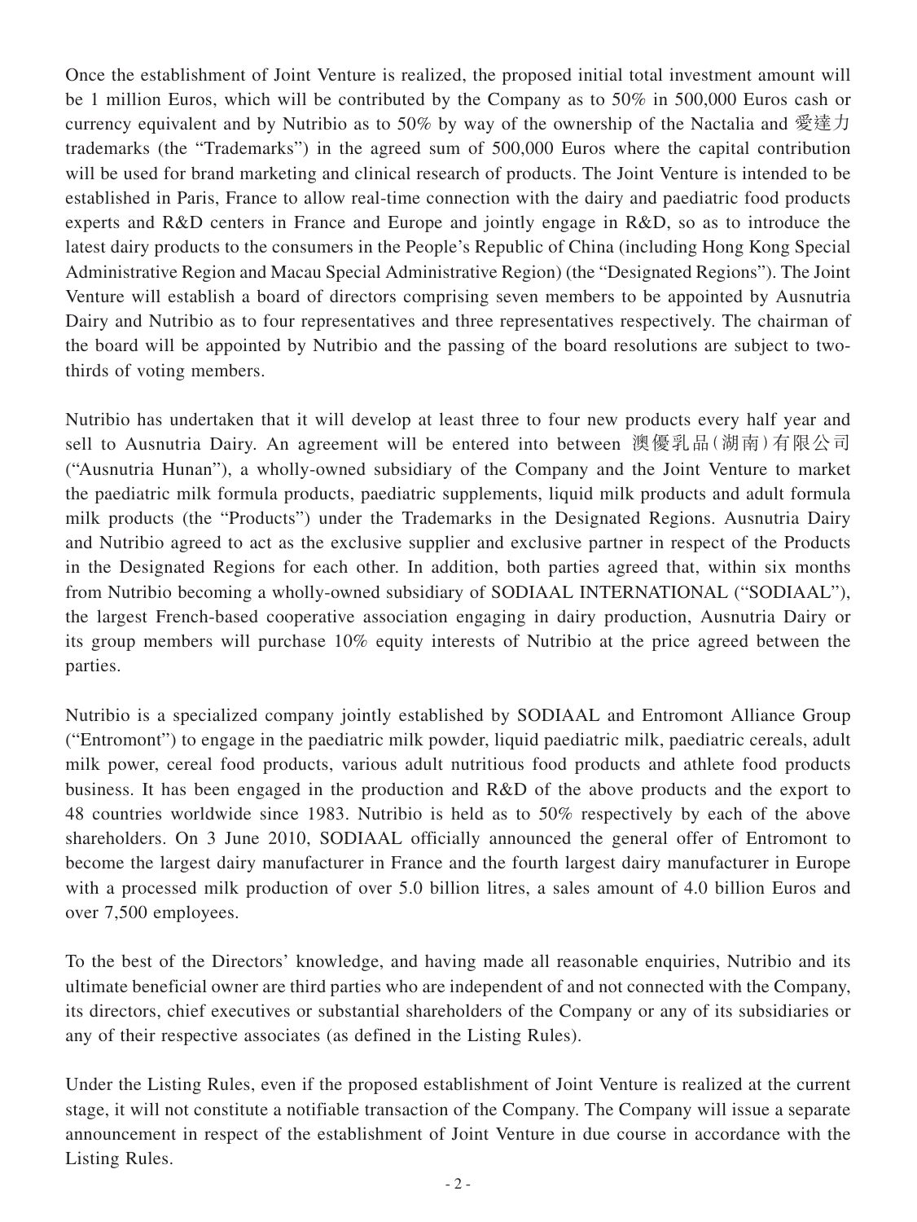Once the establishment of Joint Venture is realized, the proposed initial total investment amount will be 1 million Euros, which will be contributed by the Company as to 50% in 500,000 Euros cash or currency equivalent and by Nutribio as to 50% by way of the ownership of the Nactalia and 愛達力 trademarks (the "Trademarks") in the agreed sum of 500,000 Euros where the capital contribution will be used for brand marketing and clinical research of products. The Joint Venture is intended to be established in Paris, France to allow real-time connection with the dairy and paediatric food products experts and R&D centers in France and Europe and jointly engage in R&D, so as to introduce the latest dairy products to the consumers in the People's Republic of China (including Hong Kong Special Administrative Region and Macau Special Administrative Region) (the "Designated Regions"). The Joint Venture will establish a board of directors comprising seven members to be appointed by Ausnutria Dairy and Nutribio as to four representatives and three representatives respectively. The chairman of the board will be appointed by Nutribio and the passing of the board resolutions are subject to two-thirds of voting members.

Nutribio has undertaken that it will develop at least three to four new products every half year and sell to Ausnutria Dairy. An agreement will be entered into between 澳優乳品(湖南)有限公司 ("Ausnutria Hunan"), a wholly-owned subsidiary of the Company and the Joint Venture to market the paediatric milk formula products, paediatric supplements, liquid milk products and adult formula milk products (the "Products") under the Trademarks in the Designated Regions. Ausnutria Dairy and Nutribio agreed to act as the exclusive supplier and exclusive partner in respect of the Products in the Designated Regions for each other. In addition, both parties agreed that, within six months from Nutribio becoming a wholly-owned subsidiary of SODIAAL INTERNATIONAL ("SODIAAL"), the largest French-based cooperative association engaging in dairy production, Ausnutria Dairy or its group members will purchase 10% equity interests of Nutribio at the price agreed between the parties.

Nutribio is a specialized company jointly established by SODIAAL and Entromont Alliance Group ("Entromont") to engage in the paediatric milk powder, liquid paediatric milk, paediatric cereals, adult milk power, cereal food products, various adult nutritious food products and athlete food products business. It has been engaged in the production and R&D of the above products and the export to 48 countries worldwide since 1983. Nutribio is held as to 50% respectively by each of the above shareholders. On 3 June 2010, SODIAAL officially announced the general offer of Entromont to become the largest dairy manufacturer in France and the fourth largest dairy manufacturer in Europe with a processed milk production of over 5.0 billion litres, a sales amount of 4.0 billion Euros and over 7,500 employees.

To the best of the Directors' knowledge, and having made all reasonable enquiries, Nutribio and its ultimate beneficial owner are third parties who are independent of and not connected with the Company, its directors, chief executives or substantial shareholders of the Company or any of its subsidiaries or any of their respective associates (as defined in the Listing Rules).

Under the Listing Rules, even if the proposed establishment of Joint Venture is realized at the current stage, it will not constitute a notifiable transaction of the Company. The Company will issue a separate announcement in respect of the establishment of Joint Venture in due course in accordance with the Listing Rules.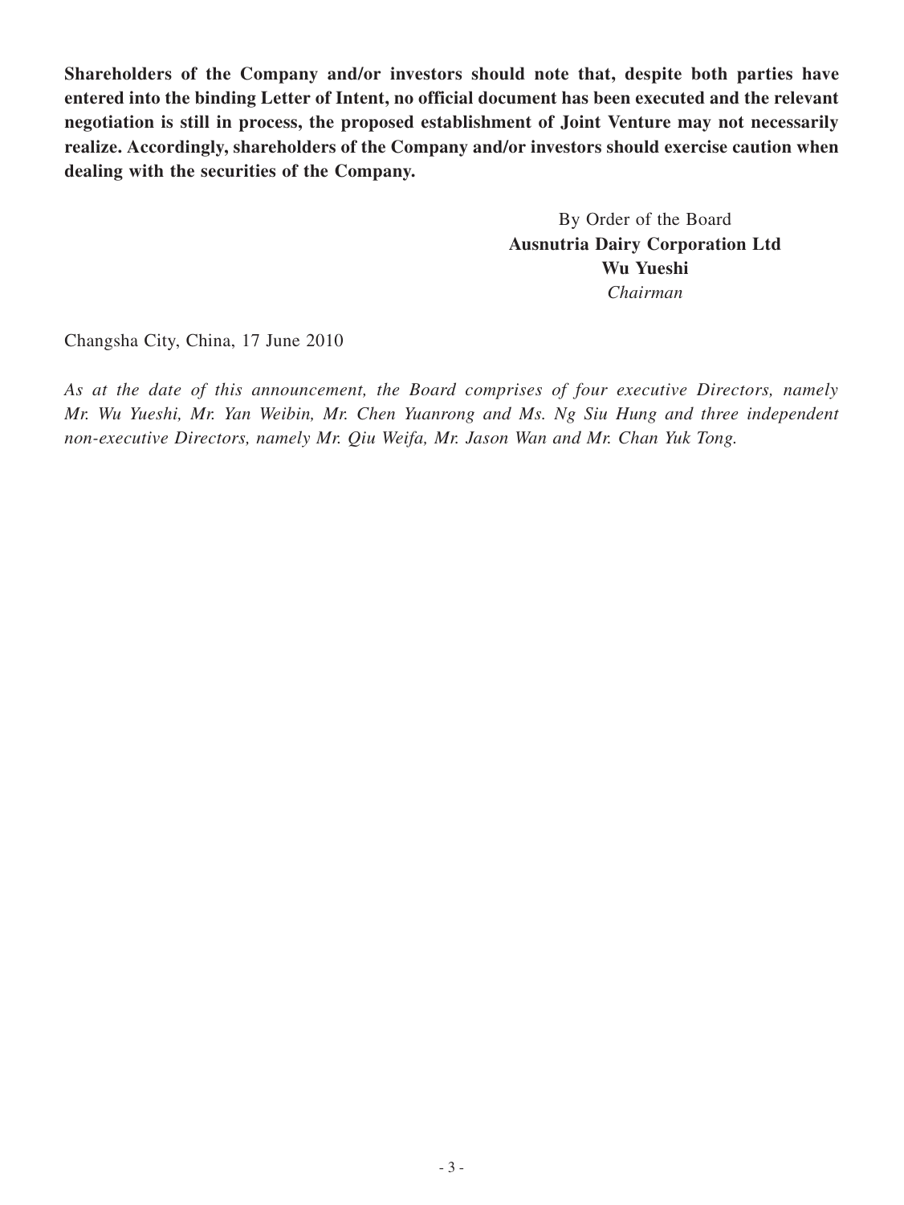**Shareholders of the Company and/or investors should note that, despite both parties have entered into the binding Letter of Intent, no official document has been executed and the relevant negotiation is still in process, the proposed establishment of Joint Venture may not necessarily realize. Accordingly, shareholders of the Company and/or investors should exercise caution when dealing with the securities of the Company.**

By Order of the Board
**Ausnutria Dairy Corporation Ltd**
**Wu Yueshi**
*Chairman*

Changsha City, China, 17 June 2010

*As at the date of this announcement, the Board comprises of four executive Directors, namely Mr. Wu Yueshi, Mr. Yan Weibin, Mr. Chen Yuanrong and Ms. Ng Siu Hung and three independent non-executive Directors, namely Mr. Qiu Weifa, Mr. Jason Wan and Mr. Chan Yuk Tong.*